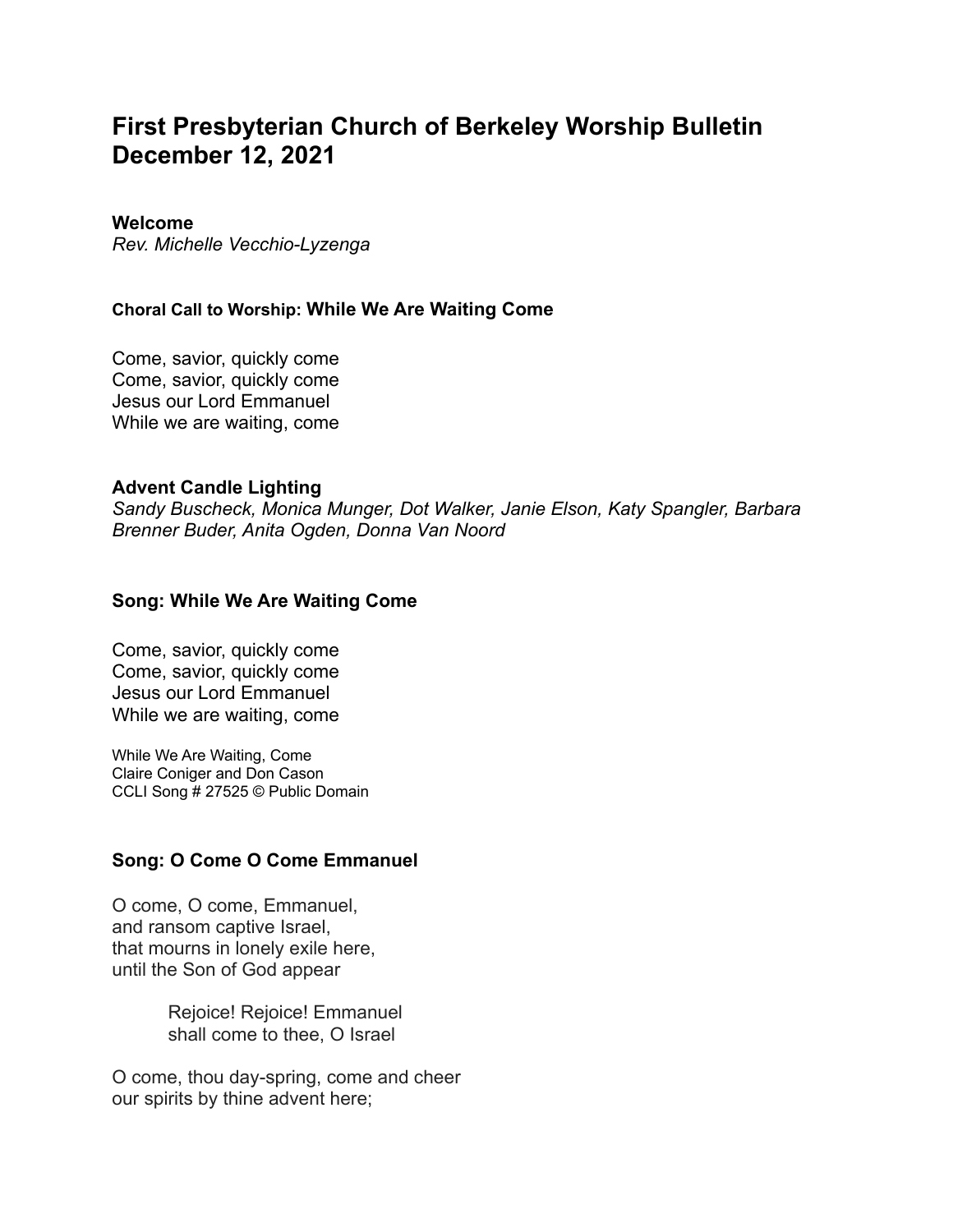# First Presbyterian Church of Berkeley Worship Bulletin
# December 12, 2021

**Welcome**
*Rev. Michelle Vecchio-Lyzenga*

**Choral Call to Worship: While We Are Waiting Come**

Come, savior, quickly come
Come, savior, quickly come
Jesus our Lord Emmanuel
While we are waiting, come

**Advent Candle Lighting**
*Sandy Buscheck, Monica Munger, Dot Walker, Janie Elson, Katy Spangler, Barbara Brenner Buder, Anita Ogden, Donna Van Noord*

**Song: While We Are Waiting Come**

Come, savior, quickly come
Come, savior, quickly come
Jesus our Lord Emmanuel
While we are waiting, come

While We Are Waiting, Come
Claire Coniger and Don Cason
CCLI Song # 27525 © Public Domain

**Song: O Come O Come Emmanuel**

O come, O come, Emmanuel,
and ransom captive Israel,
that mourns in lonely exile here,
until the Son of God appear

> Rejoice! Rejoice! Emmanuel
> shall come to thee, O Israel

O come, thou day-spring, come and cheer
our spirits by thine advent here;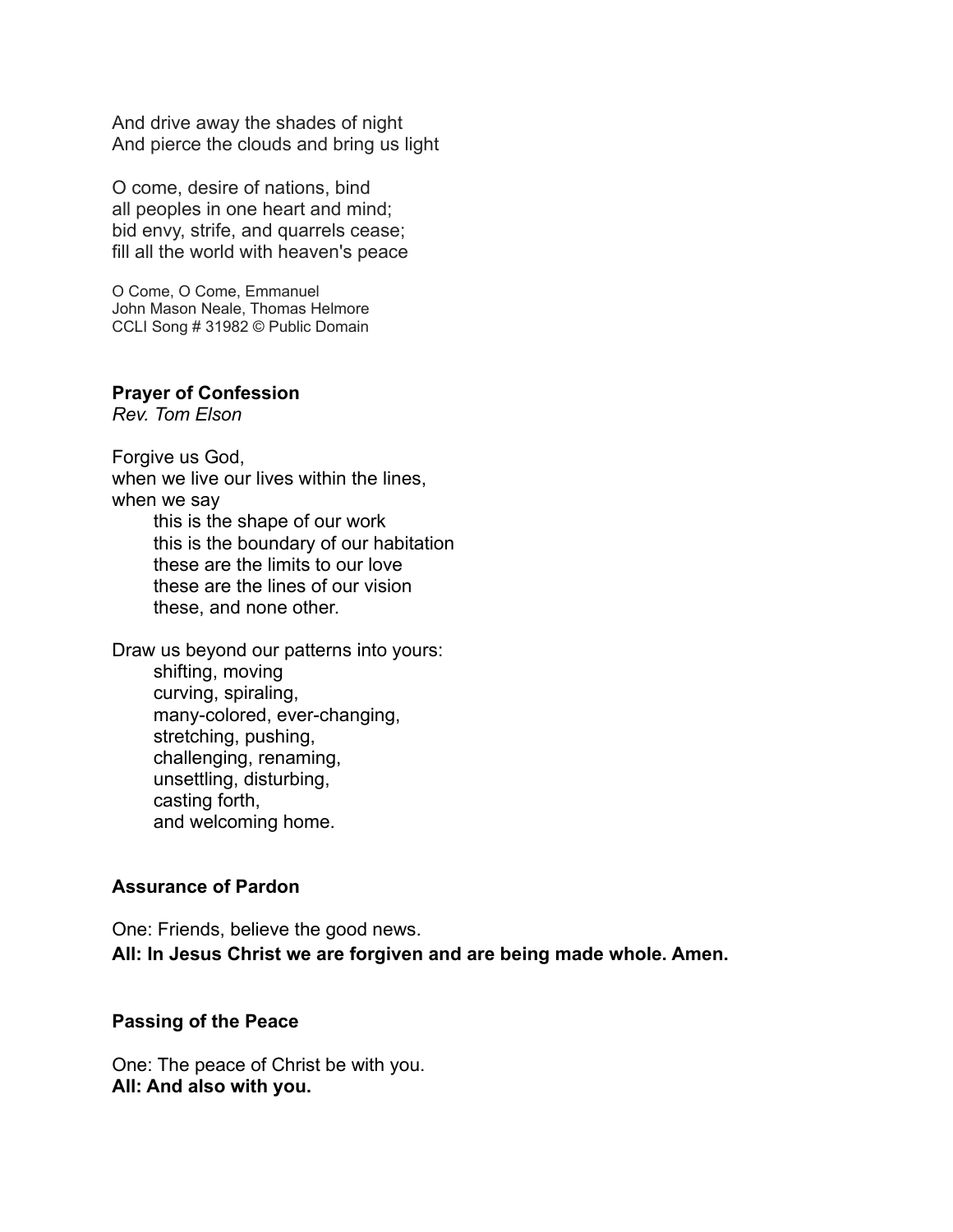And drive away the shades of night
And pierce the clouds and bring us light

O come, desire of nations, bind
all peoples in one heart and mind;
bid envy, strife, and quarrels cease;
fill all the world with heaven's peace

O Come, O Come, Emmanuel
John Mason Neale, Thomas Helmore
CCLI Song # 31982 © Public Domain

**Prayer of Confession**
*Rev. Tom Elson*

Forgive us God,
when we live our lives within the lines,
when we say
    this is the shape of our work
    this is the boundary of our habitation
    these are the limits to our love
    these are the lines of our vision
    these, and none other.

Draw us beyond our patterns into yours:
    shifting, moving
    curving, spiraling,
    many-colored, ever-changing,
    stretching, pushing,
    challenging, renaming,
    unsettling, disturbing,
    casting forth,
    and welcoming home.

**Assurance of Pardon**

One: Friends, believe the good news.
**All: In Jesus Christ we are forgiven and are being made whole. Amen.**

**Passing of the Peace**

One: The peace of Christ be with you.
**All: And also with you.**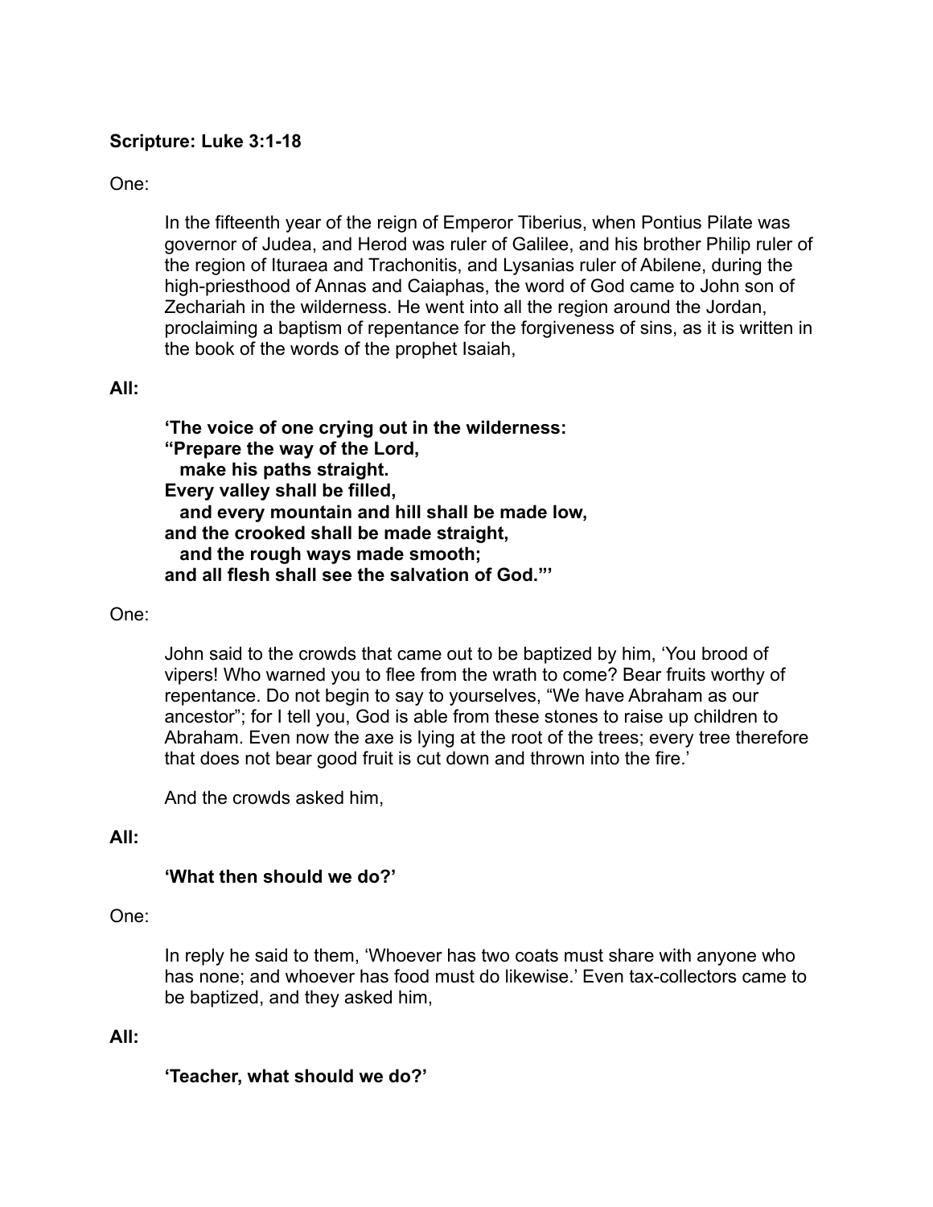**Scripture: Luke 3:1-18**

One:

In the fifteenth year of the reign of Emperor Tiberius, when Pontius Pilate was governor of Judea, and Herod was ruler of Galilee, and his brother Philip ruler of the region of Ituraea and Trachonitis, and Lysanias ruler of Abilene, during the high-priesthood of Annas and Caiaphas, the word of God came to John son of Zechariah in the wilderness. He went into all the region around the Jordan, proclaiming a baptism of repentance for the forgiveness of sins, as it is written in the book of the words of the prophet Isaiah,

**All:**

**'The voice of one crying out in the wilderness:**
**"Prepare the way of the Lord,**
**make his paths straight.**
**Every valley shall be filled,**
**and every mountain and hill shall be made low,**
**and the crooked shall be made straight,**
**and the rough ways made smooth;**
**and all flesh shall see the salvation of God."'**

One:

John said to the crowds that came out to be baptized by him, 'You brood of vipers! Who warned you to flee from the wrath to come? Bear fruits worthy of repentance. Do not begin to say to yourselves, "We have Abraham as our ancestor"; for I tell you, God is able from these stones to raise up children to Abraham. Even now the axe is lying at the root of the trees; every tree therefore that does not bear good fruit is cut down and thrown into the fire.'

And the crowds asked him,

**All:**

**'What then should we do?'**

One:

In reply he said to them, 'Whoever has two coats must share with anyone who has none; and whoever has food must do likewise.' Even tax-collectors came to be baptized, and they asked him,

**All:**

**'Teacher, what should we do?'**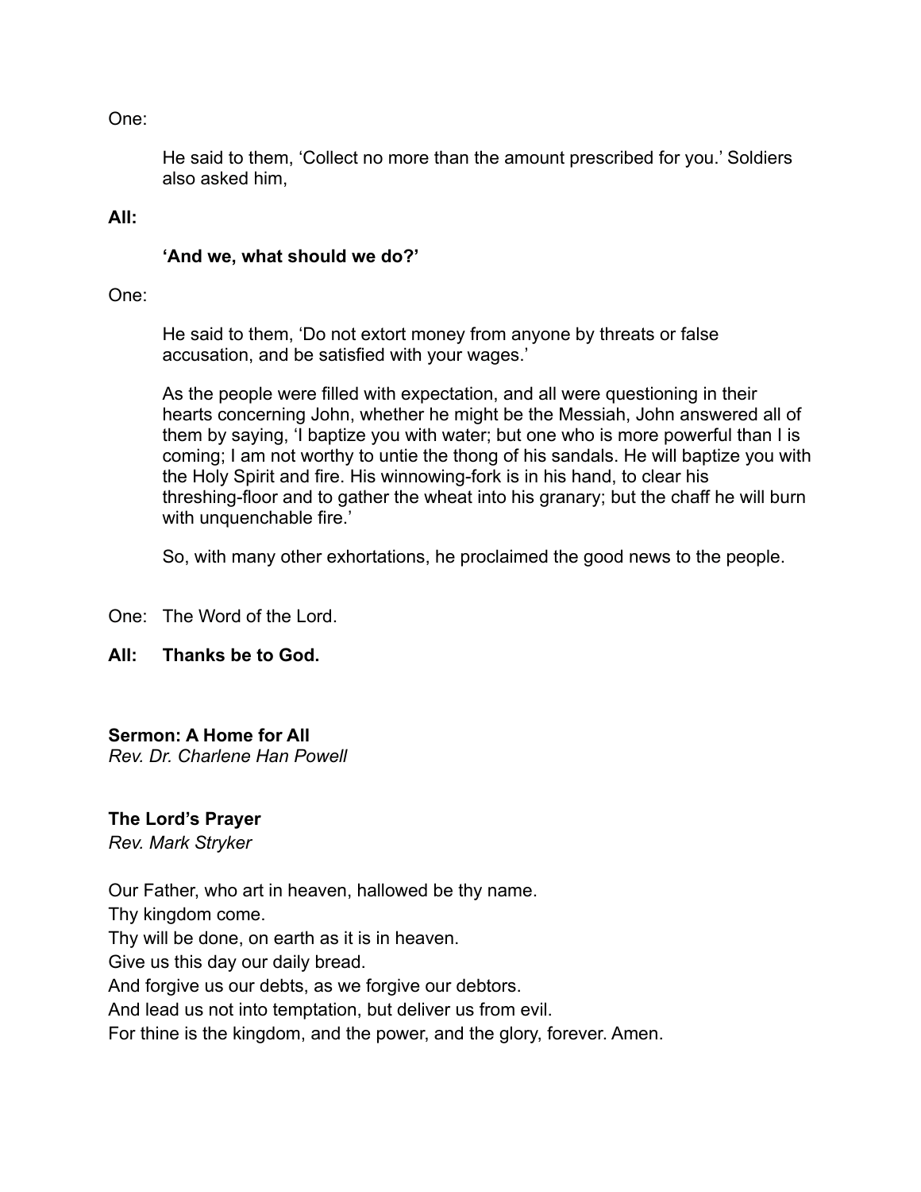One:

> He said to them, 'Collect no more than the amount prescribed for you.' Soldiers also asked him,

**All:**

> **'And we, what should we do?'**

One:

> He said to them, 'Do not extort money from anyone by threats or false accusation, and be satisfied with your wages.'
>
> As the people were filled with expectation, and all were questioning in their hearts concerning John, whether he might be the Messiah, John answered all of them by saying, 'I baptize you with water; but one who is more powerful than I is coming; I am not worthy to untie the thong of his sandals. He will baptize you with the Holy Spirit and fire. His winnowing-fork is in his hand, to clear his threshing-floor and to gather the wheat into his granary; but the chaff he will burn with unquenchable fire.'
>
> So, with many other exhortations, he proclaimed the good news to the people.

One: The Word of the Lord.

**All: Thanks be to God.**

**Sermon: A Home for All**
*Rev. Dr. Charlene Han Powell*

**The Lord's Prayer**
*Rev. Mark Stryker*

Our Father, who art in heaven, hallowed be thy name.
Thy kingdom come.
Thy will be done, on earth as it is in heaven.
Give us this day our daily bread.
And forgive us our debts, as we forgive our debtors.
And lead us not into temptation, but deliver us from evil.
For thine is the kingdom, and the power, and the glory, forever. Amen.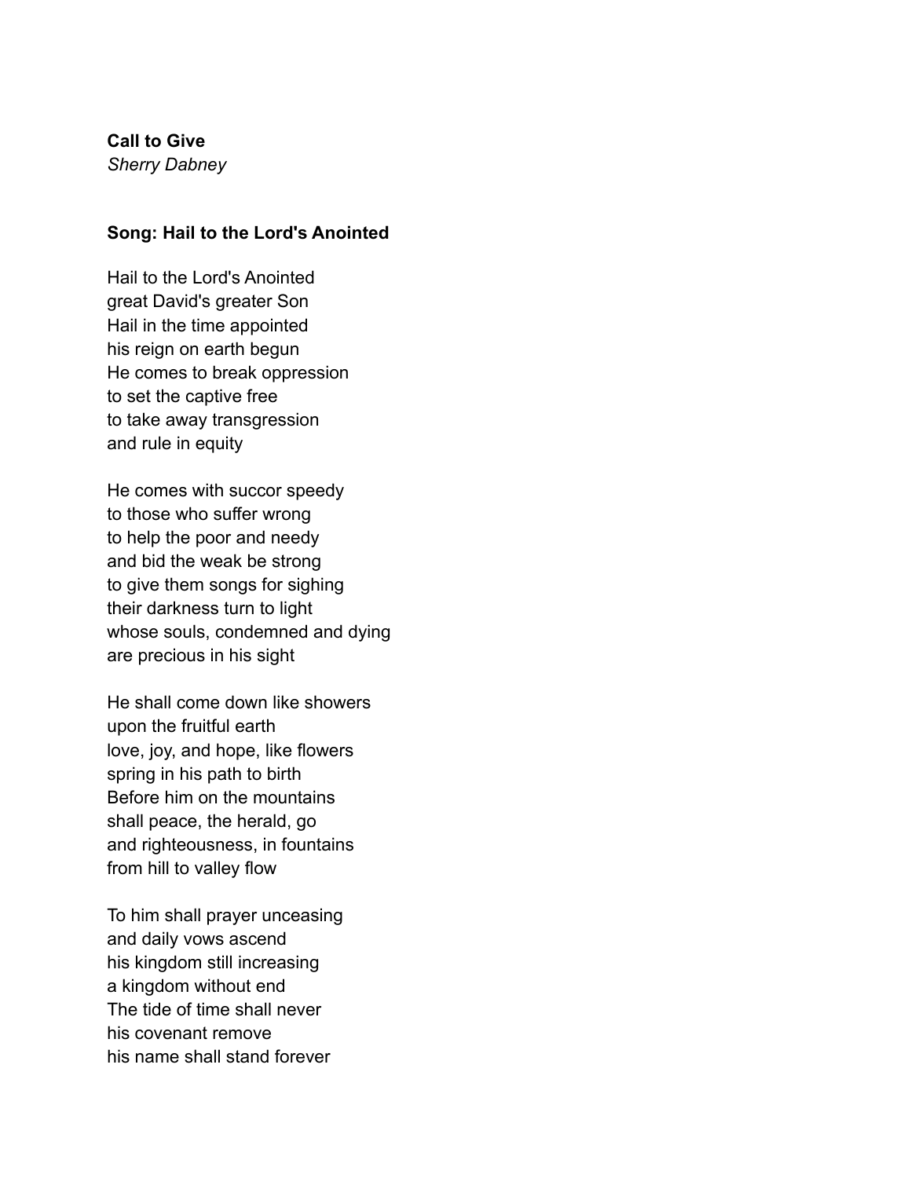**Call to Give**
*Sherry Dabney*

**Song: Hail to the Lord's Anointed**

Hail to the Lord's Anointed
great David's greater Son
Hail in the time appointed
his reign on earth begun
He comes to break oppression
to set the captive free
to take away transgression
and rule in equity

He comes with succor speedy
to those who suffer wrong
to help the poor and needy
and bid the weak be strong
to give them songs for sighing
their darkness turn to light
whose souls, condemned and dying
are precious in his sight

He shall come down like showers
upon the fruitful earth
love, joy, and hope, like flowers
spring in his path to birth
Before him on the mountains
shall peace, the herald, go
and righteousness, in fountains
from hill to valley flow

To him shall prayer unceasing
and daily vows ascend
his kingdom still increasing
a kingdom without end
The tide of time shall never
his covenant remove
his name shall stand forever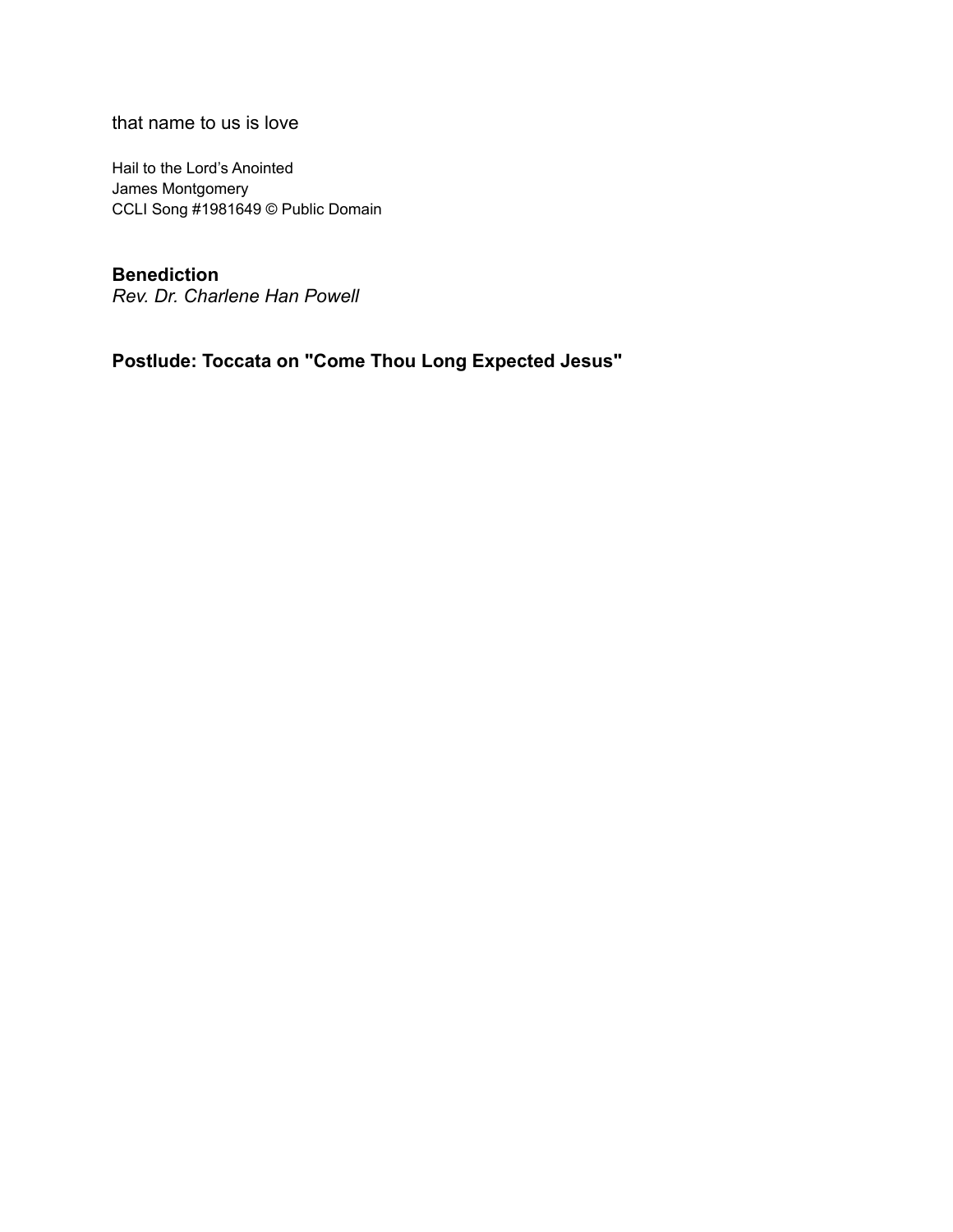that name to us is love

Hail to the Lord’s Anointed
James Montgomery
CCLI Song #1981649 © Public Domain

**Benediction**
*Rev. Dr. Charlene Han Powell*

**Postlude: Toccata on "Come Thou Long Expected Jesus"**